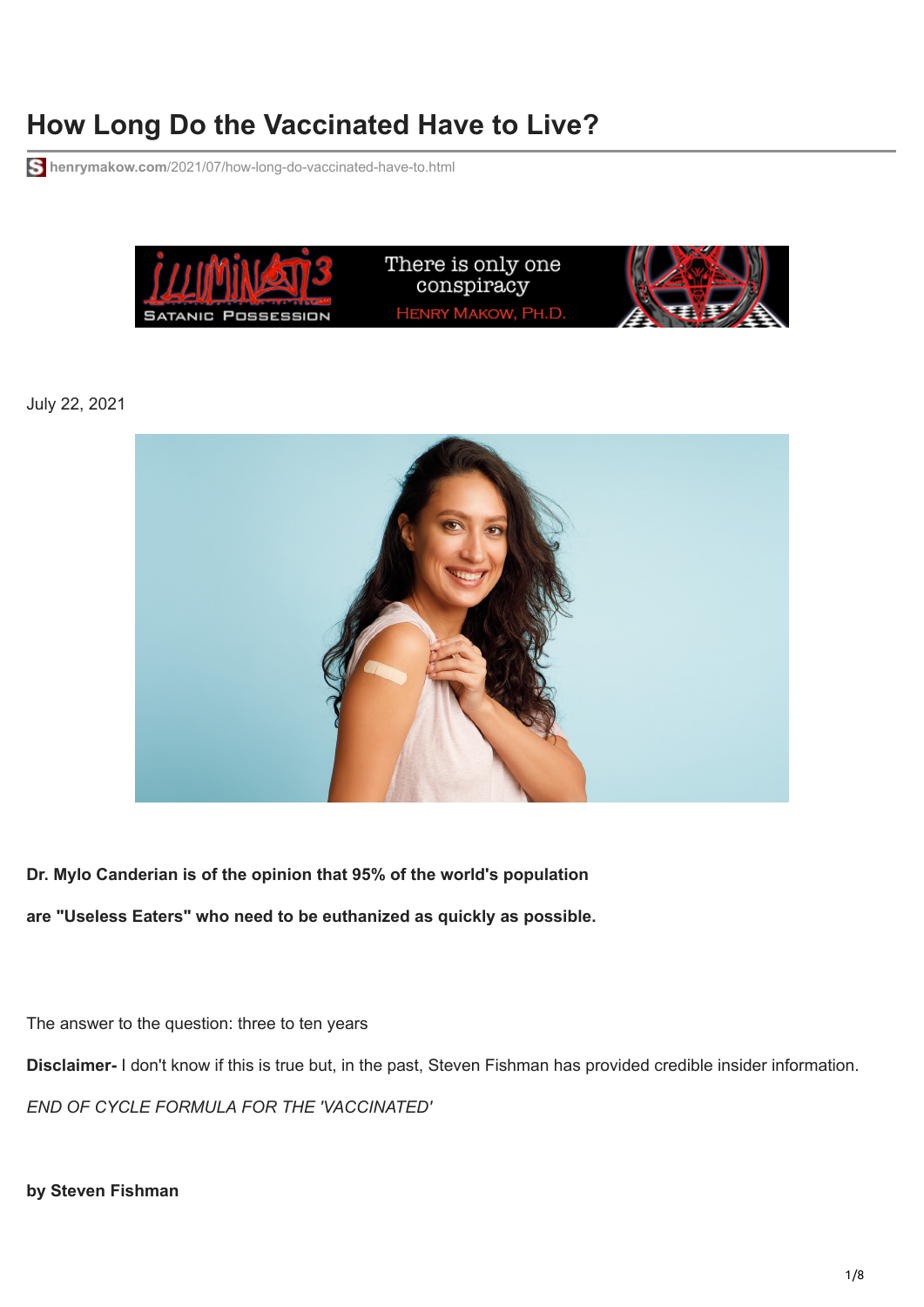# How Long Do the Vaccinated Have to Live?

henrymakow.com/2021/07/how-long-do-vaccinated-have-to.html

July 22, 2021

**Dr. Mylo Canderian is of the opinion that 95% of the world's population**

**are "Useless Eaters" who need to be euthanized as quickly as possible.**

The answer to the question: three to ten years

**Disclaimer-** I don't know if this is true but, in the past, Steven Fishman has provided credible insider information.

*END OF CYCLE FORMULA FOR THE 'VACCINATED'*

**by Steven Fishman**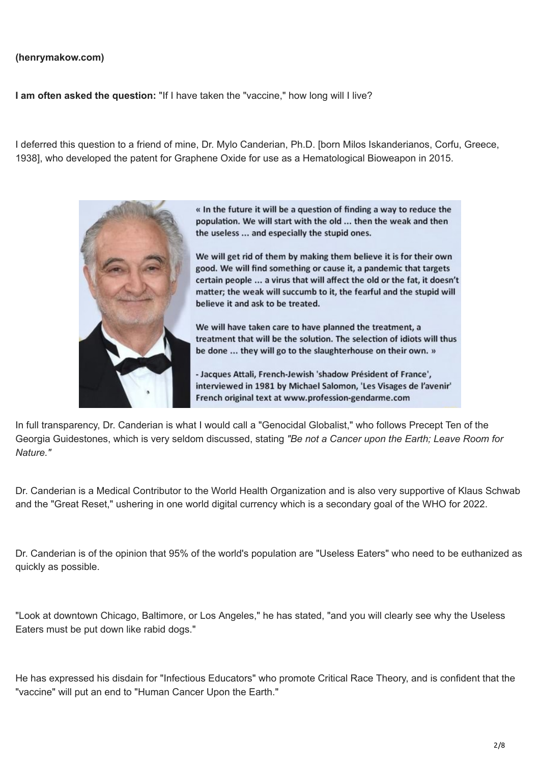**(henrymakow.com)**

**I am often asked the question:** "If I have taken the "vaccine," how long will I live?

I deferred this question to a friend of mine, Dr. Mylo Canderian, Ph.D. [born Milos Iskanderianos, Corfu, Greece, 1938], who developed the patent for Graphene Oxide for use as a Hematological Bioweapon in 2015.

« In the future it will be a question of finding a way to reduce the population. We will start with the old ... then the weak and then the useless ... and especially the stupid ones.

We will get rid of them by making them believe it is for their own good. We will find something or cause it, a pandemic that targets certain people ... a virus that will affect the old or the fat, it doesn't matter; the weak will succumb to it, the fearful and the stupid will believe it and ask to be treated.

We will have taken care to have planned the treatment, a treatment that will be the solution. The selection of idiots will thus be done ... they will go to the slaughterhouse on their own. »

- Jacques Attali, French-Jewish 'shadow Président of France', interviewed in 1981 by Michael Salomon, 'Les Visages de l'avenir' French original text at www.profession-gendarme.com

In full transparency, Dr. Canderian is what I would call a "Genocidal Globalist," who follows Precept Ten of the Georgia Guidestones, which is very seldom discussed, stating *"Be not a Cancer upon the Earth; Leave Room for Nature."*

Dr. Canderian is a Medical Contributor to the World Health Organization and is also very supportive of Klaus Schwab and the "Great Reset," ushering in one world digital currency which is a secondary goal of the WHO for 2022.

Dr. Canderian is of the opinion that 95% of the world's population are "Useless Eaters" who need to be euthanized as quickly as possible.

"Look at downtown Chicago, Baltimore, or Los Angeles," he has stated, "and you will clearly see why the Useless Eaters must be put down like rabid dogs."

He has expressed his disdain for "Infectious Educators" who promote Critical Race Theory, and is confident that the "vaccine" will put an end to "Human Cancer Upon the Earth."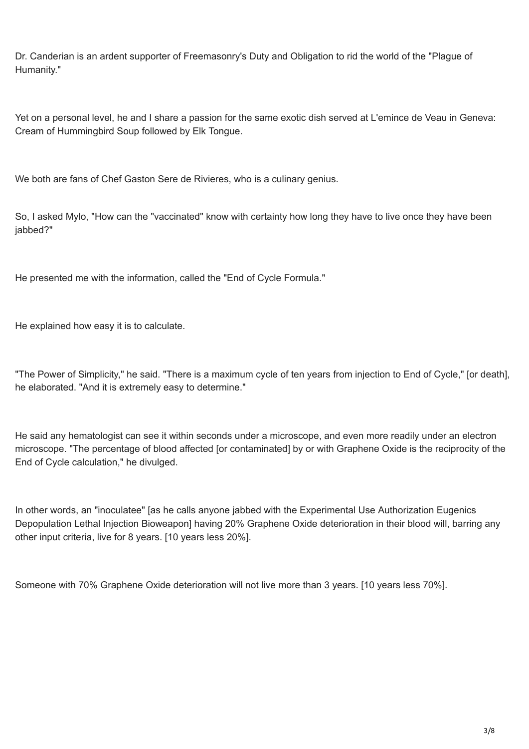Dr. Canderian is an ardent supporter of Freemasonry's Duty and Obligation to rid the world of the "Plague of Humanity."

Yet on a personal level, he and I share a passion for the same exotic dish served at L'emince de Veau in Geneva: Cream of Hummingbird Soup followed by Elk Tongue.

We both are fans of Chef Gaston Sere de Rivieres, who is a culinary genius.

So, I asked Mylo, "How can the "vaccinated" know with certainty how long they have to live once they have been jabbed?"

He presented me with the information, called the "End of Cycle Formula."

He explained how easy it is to calculate.

"The Power of Simplicity," he said. "There is a maximum cycle of ten years from injection to End of Cycle," [or death], he elaborated. "And it is extremely easy to determine."

He said any hematologist can see it within seconds under a microscope, and even more readily under an electron microscope. "The percentage of blood affected [or contaminated] by or with Graphene Oxide is the reciprocity of the End of Cycle calculation," he divulged.

In other words, an "inoculatee" [as he calls anyone jabbed with the Experimental Use Authorization Eugenics Depopulation Lethal Injection Bioweapon] having 20% Graphene Oxide deterioration in their blood will, barring any other input criteria, live for 8 years. [10 years less 20%].

Someone with 70% Graphene Oxide deterioration will not live more than 3 years. [10 years less 70%].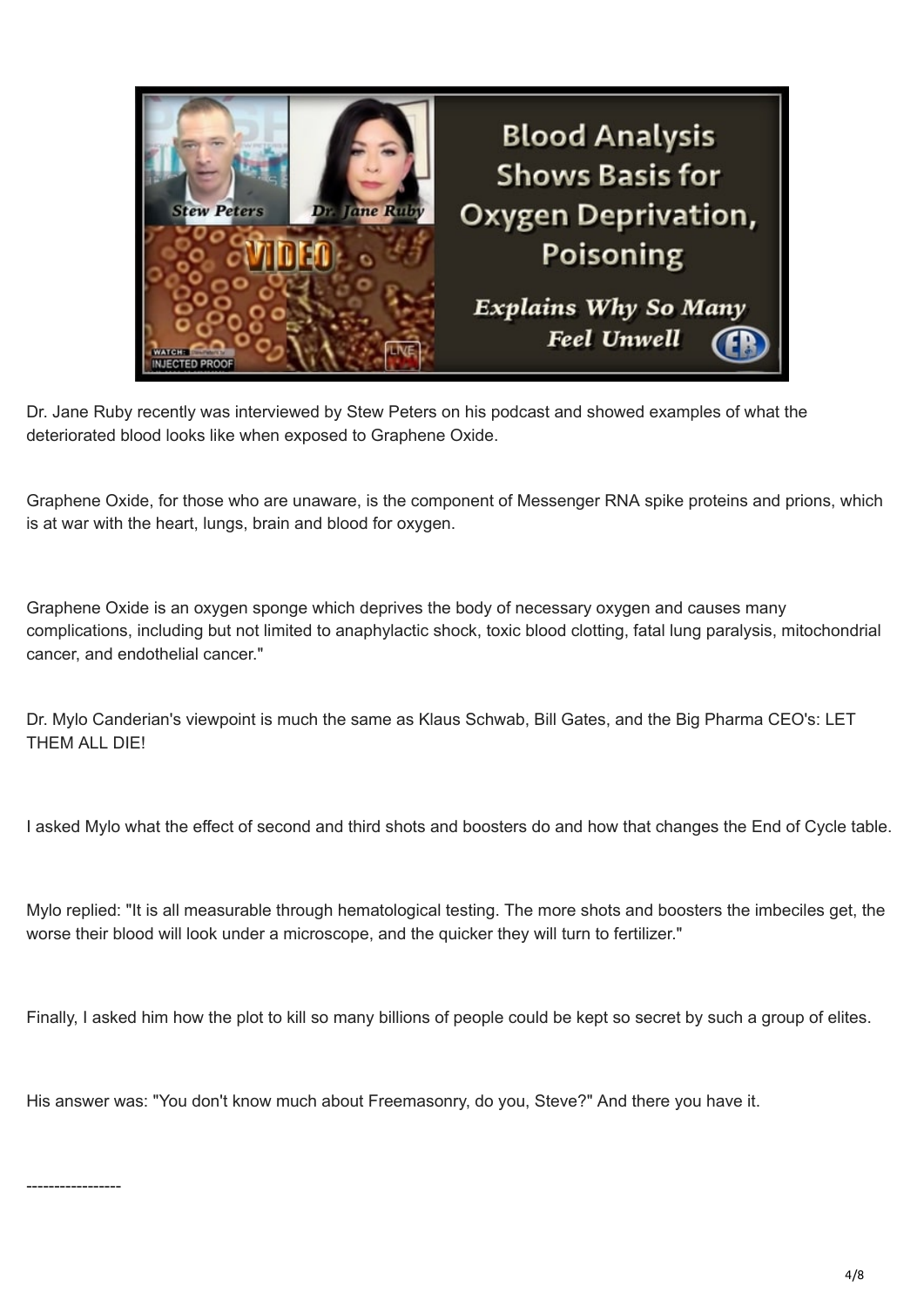Dr. Jane Ruby recently was interviewed by Stew Peters on his podcast and showed examples of what the deteriorated blood looks like when exposed to Graphene Oxide.

Graphene Oxide, for those who are unaware, is the component of Messenger RNA spike proteins and prions, which is at war with the heart, lungs, brain and blood for oxygen.

Graphene Oxide is an oxygen sponge which deprives the body of necessary oxygen and causes many complications, including but not limited to anaphylactic shock, toxic blood clotting, fatal lung paralysis, mitochondrial cancer, and endothelial cancer."

Dr. Mylo Canderian's viewpoint is much the same as Klaus Schwab, Bill Gates, and the Big Pharma CEO's: LET THEM ALL DIE!

I asked Mylo what the effect of second and third shots and boosters do and how that changes the End of Cycle table.

Mylo replied: "It is all measurable through hematological testing. The more shots and boosters the imbeciles get, the worse their blood will look under a microscope, and the quicker they will turn to fertilizer."

Finally, I asked him how the plot to kill so many billions of people could be kept so secret by such a group of elites.

His answer was: "You don't know much about Freemasonry, do you, Steve?" And there you have it.

-----------------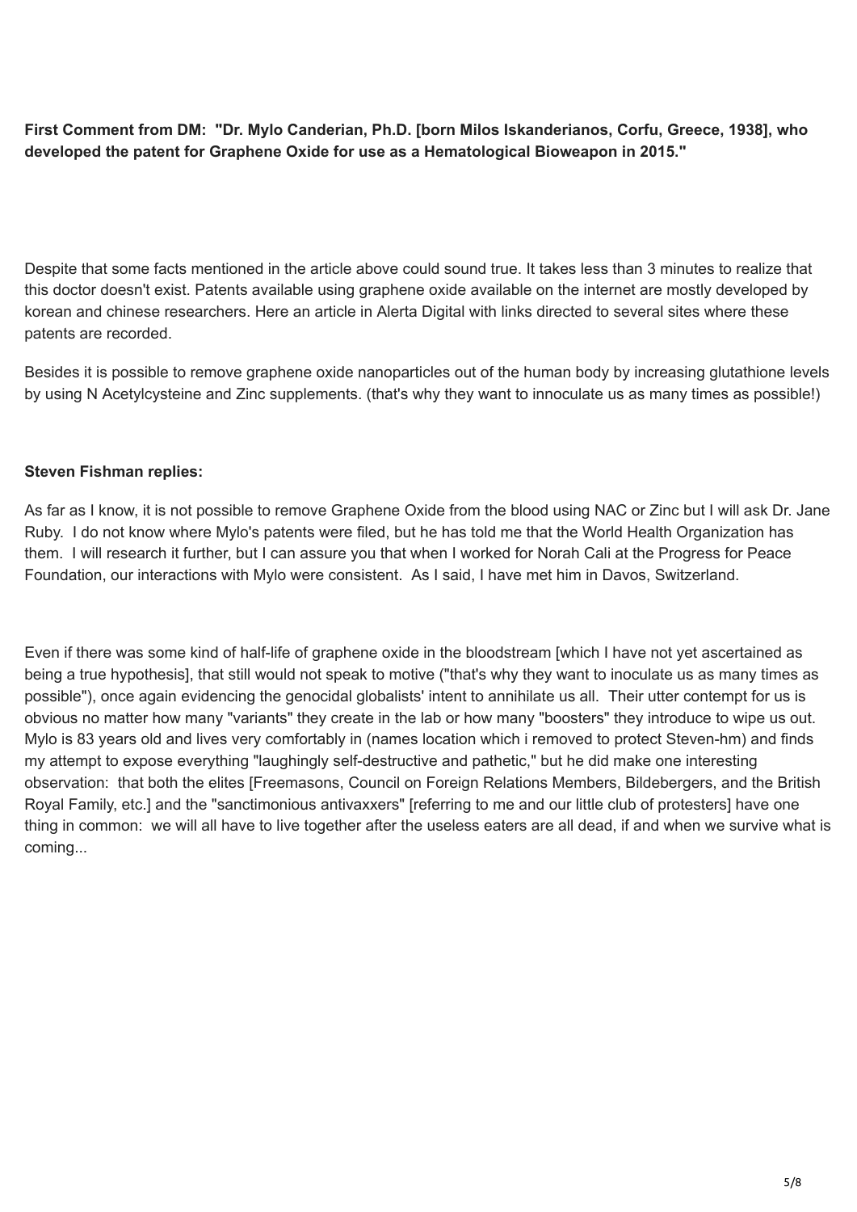**First Comment from DM: "Dr. Mylo Canderian, Ph.D. [born Milos Iskanderianos, Corfu, Greece, 1938], who developed the patent for Graphene Oxide for use as a Hematological Bioweapon in 2015."**

Despite that some facts mentioned in the article above could sound true. It takes less than 3 minutes to realize that this doctor doesn't exist. Patents available using graphene oxide available on the internet are mostly developed by korean and chinese researchers. Here an article in Alerta Digital with links directed to several sites where these patents are recorded.

Besides it is possible to remove graphene oxide nanoparticles out of the human body by increasing glutathione levels by using N Acetylcysteine and Zinc supplements. (that's why they want to innoculate us as many times as possible!)

**Steven Fishman replies:**

As far as I know, it is not possible to remove Graphene Oxide from the blood using NAC or Zinc but I will ask Dr. Jane Ruby. I do not know where Mylo's patents were filed, but he has told me that the World Health Organization has them. I will research it further, but I can assure you that when I worked for Norah Cali at the Progress for Peace Foundation, our interactions with Mylo were consistent. As I said, I have met him in Davos, Switzerland.

Even if there was some kind of half-life of graphene oxide in the bloodstream [which I have not yet ascertained as being a true hypothesis], that still would not speak to motive ("that's why they want to inoculate us as many times as possible"), once again evidencing the genocidal globalists' intent to annihilate us all. Their utter contempt for us is obvious no matter how many "variants" they create in the lab or how many "boosters" they introduce to wipe us out. Mylo is 83 years old and lives very comfortably in (names location which i removed to protect Steven-hm) and finds my attempt to expose everything "laughingly self-destructive and pathetic," but he did make one interesting observation: that both the elites [Freemasons, Council on Foreign Relations Members, Bildebergers, and the British Royal Family, etc.] and the "sanctimonious antivaxxers" [referring to me and our little club of protesters] have one thing in common: we will all have to live together after the useless eaters are all dead, if and when we survive what is coming...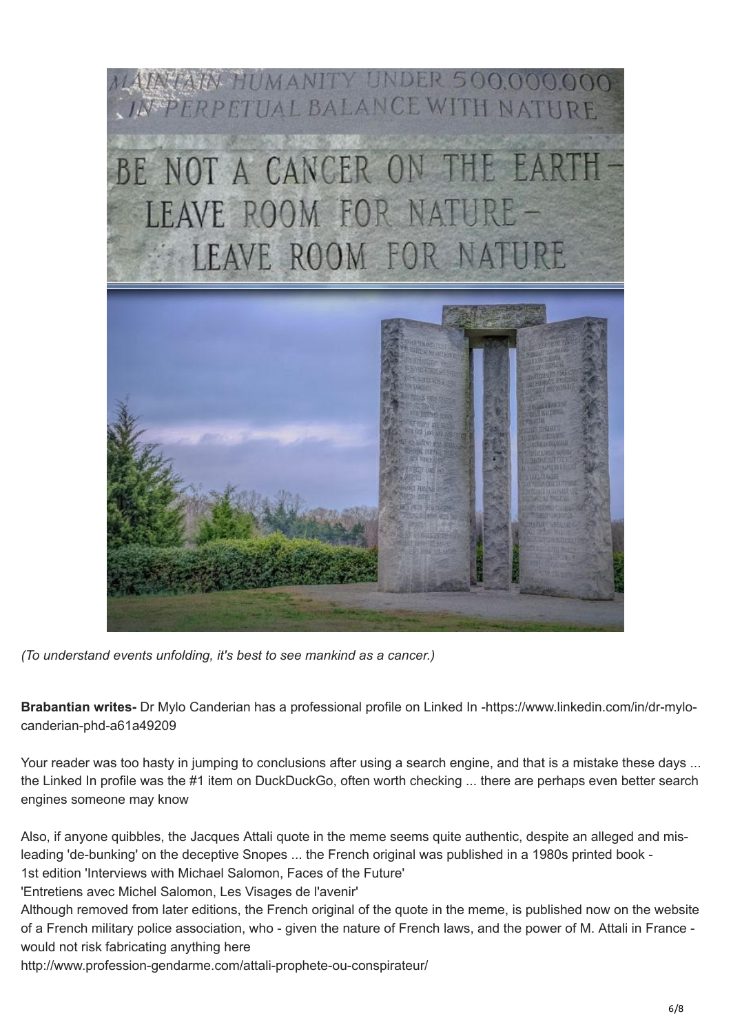*(To understand events unfolding, it's best to see mankind as a cancer.)*

**Brabantian writes-** Dr Mylo Canderian has a professional profile on Linked In -https://www.linkedin.com/in/dr-mylo-canderian-phd-a61a49209

Your reader was too hasty in jumping to conclusions after using a search engine, and that is a mistake these days ... the Linked In profile was the #1 item on DuckDuckGo, often worth checking ... there are perhaps even better search engines someone may know

Also, if anyone quibbles, the Jacques Attali quote in the meme seems quite authentic, despite an alleged and mis-leading 'de-bunking' on the deceptive Snopes ... the French original was published in a 1980s printed book - 1st edition 'Interviews with Michael Salomon, Faces of the Future'

'Entretiens avec Michel Salomon, Les Visages de l'avenir'

Although removed from later editions, the French original of the quote in the meme, is published now on the website of a French military police association, who - given the nature of French laws, and the power of M. Attali in France - would not risk fabricating anything here

http://www.profession-gendarme.com/attali-prophete-ou-conspirateur/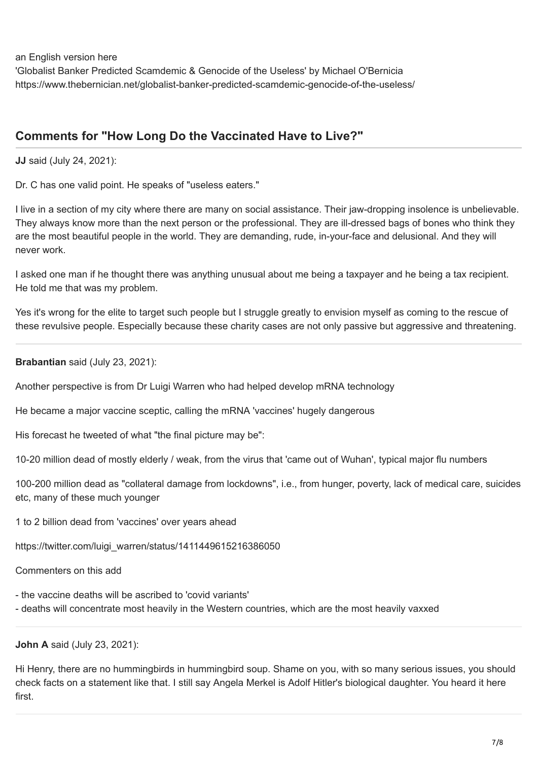an English version here
'Globalist Banker Predicted Scamdemic & Genocide of the Useless' by Michael O'Bernicia
https://www.thebernician.net/globalist-banker-predicted-scamdemic-genocide-of-the-useless/

## Comments for "How Long Do the Vaccinated Have to Live?"

---

**JJ** said (July 24, 2021):

Dr. C has one valid point. He speaks of "useless eaters."

I live in a section of my city where there are many on social assistance. Their jaw-dropping insolence is unbelievable. They always know more than the next person or the professional. They are ill-dressed bags of bones who think they are the most beautiful people in the world. They are demanding, rude, in-your-face and delusional. And they will never work.

I asked one man if he thought there was anything unusual about me being a taxpayer and he being a tax recipient. He told me that was my problem.

Yes it's wrong for the elite to target such people but I struggle greatly to envision myself as coming to the rescue of these revulsive people. Especially because these charity cases are not only passive but aggressive and threatening.

---

**Brabantian** said (July 23, 2021):

Another perspective is from Dr Luigi Warren who had helped develop mRNA technology

He became a major vaccine sceptic, calling the mRNA 'vaccines' hugely dangerous

His forecast he tweeted of what "the final picture may be":

10-20 million dead of mostly elderly / weak, from the virus that 'came out of Wuhan', typical major flu numbers

100-200 million dead as "collateral damage from lockdowns", i.e., from hunger, poverty, lack of medical care, suicides etc, many of these much younger

1 to 2 billion dead from 'vaccines' over years ahead

https://twitter.com/luigi_warren/status/1411449615216386050

Commenters on this add

- the vaccine deaths will be ascribed to 'covid variants'
- deaths will concentrate most heavily in the Western countries, which are the most heavily vaxxed

---

**John A** said (July 23, 2021):

Hi Henry, there are no hummingbirds in hummingbird soup. Shame on you, with so many serious issues, you should check facts on a statement like that. I still say Angela Merkel is Adolf Hitler's biological daughter. You heard it here first.

---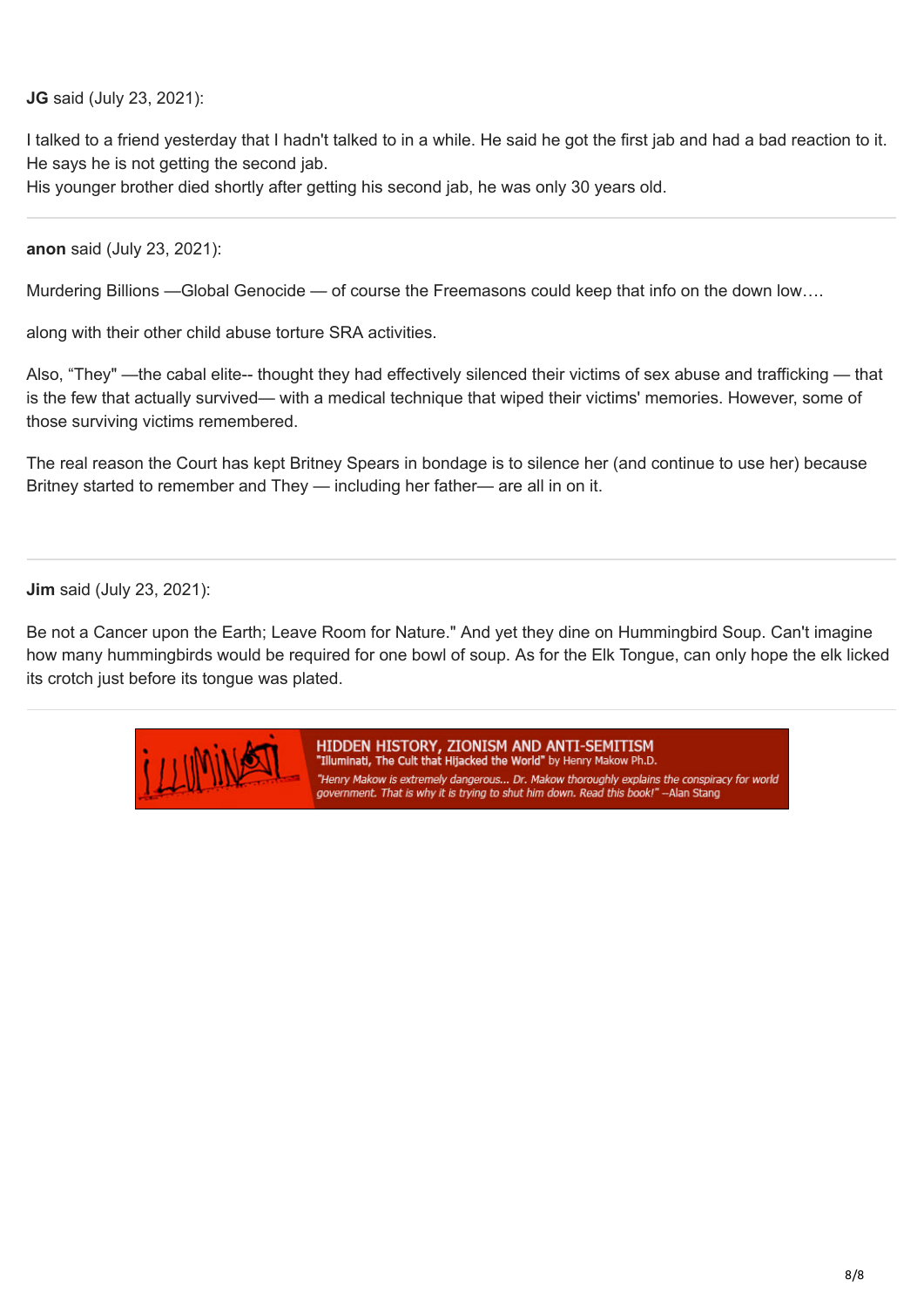**JG** said (July 23, 2021):

I talked to a friend yesterday that I hadn't talked to in a while. He said he got the first jab and had a bad reaction to it. He says he is not getting the second jab.
His younger brother died shortly after getting his second jab, he was only 30 years old.

---

**anon** said (July 23, 2021):

Murdering Billions —Global Genocide — of course the Freemasons could keep that info on the down low….

along with their other child abuse torture SRA activities.

Also, "They" —the cabal elite-- thought they had effectively silenced their victims of sex abuse and trafficking — that is the few that actually survived— with a medical technique that wiped their victims' memories. However, some of those surviving victims remembered.

The real reason the Court has kept Britney Spears in bondage is to silence her (and continue to use her) because Britney started to remember and They — including her father— are all in on it.

---

**Jim** said (July 23, 2021):

Be not a Cancer upon the Earth; Leave Room for Nature." And yet they dine on Hummingbird Soup. Can't imagine how many hummingbirds would be required for one bowl of soup. As for the Elk Tongue, can only hope the elk licked its crotch just before its tongue was plated.

---

ILLUMINATI

HIDDEN HISTORY, ZIONISM AND ANTI-SEMITISM
"Illuminati, The Cult that Hijacked the World" by Henry Makow Ph.D.
*"Henry Makow is extremely dangerous... Dr. Makow thoroughly explains the conspiracy for world government. That is why it is trying to shut him down. Read this book!" –Alan Stang*